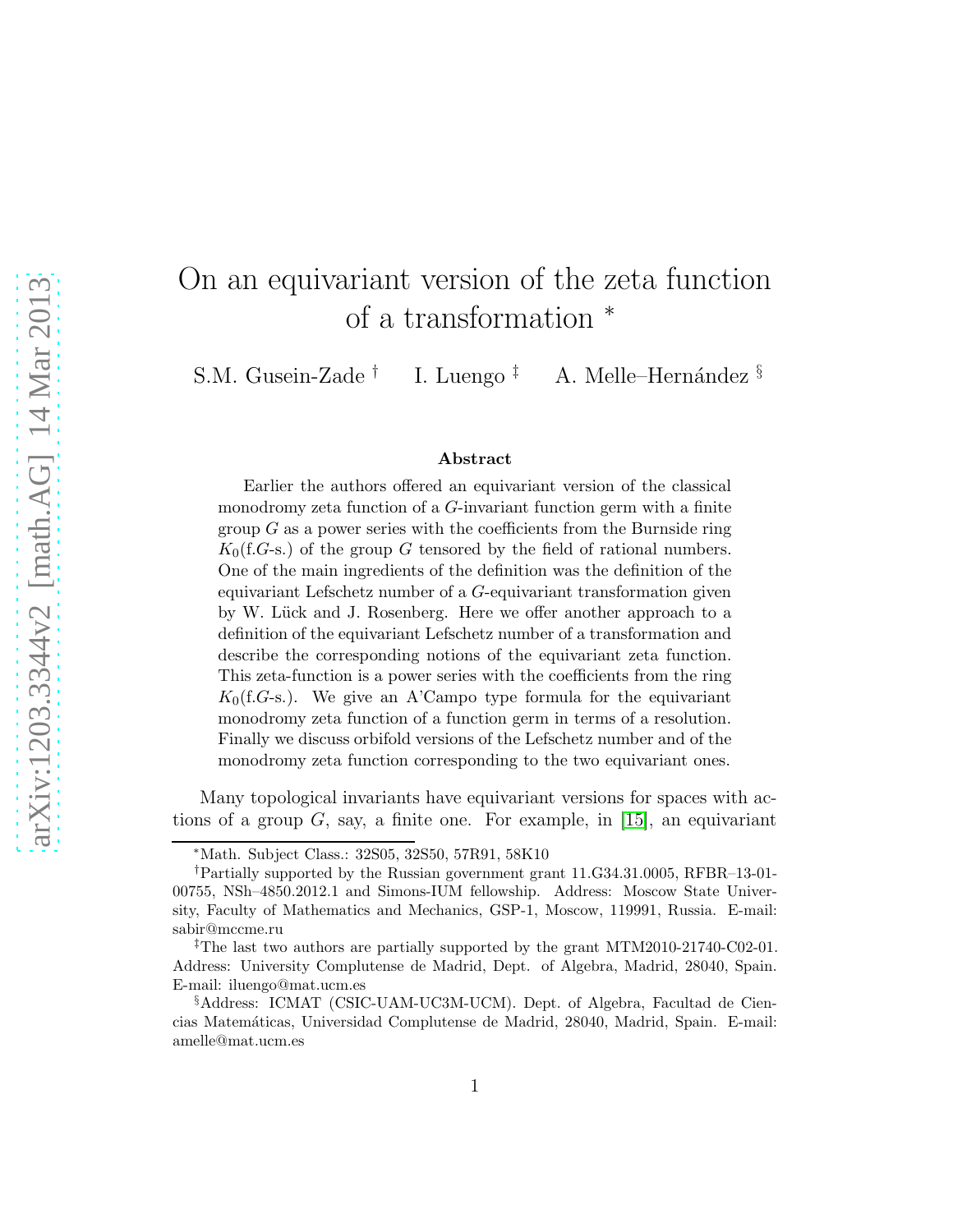# On an equivariant version of the zeta function of a transformation *

S.M. Gusein-Zade [†] I. Luengo [‡] A. Melle–Hernández [§]

### Abstract

Earlier the authors offered an equivariant version of the classical monodromy zeta function of a $G$-invariant function germ with a finite group $G$ as a power series with the coefficients from the Burnside ring $K_0(\text{f.}G\text{-s.})$ of the group $G$ tensored by the field of rational numbers. One of the main ingredients of the definition was the definition of the equivariant Lefschetz number of a $G$-equivariant transformation given by W. Lück and J. Rosenberg. Here we offer another approach to a definition of the equivariant Lefschetz number of a transformation and describe the corresponding notions of the equivariant zeta function. This zeta-function is a power series with the coefficients from the ring $K_0(\text{f.}G\text{-s.})$. We give an A'Campo type formula for the equivariant monodromy zeta function of a function germ in terms of a resolution. Finally we discuss orbifold versions of the Lefschetz number and of the monodromy zeta function corresponding to the two equivariant ones.

Many topological invariants have equivariant versions for spaces with actions of a group $G$, say, a finite one. For example, in [15], an equivariant

---

*Math. Subject Class.: 32S05, 32S50, 57R91, 58K10

†Partially supported by the Russian government grant 11.G34.31.0005, RFBR–13-01-00755, NSh–4850.2012.1 and Simons-IUM fellowship. Address: Moscow State University, Faculty of Mathematics and Mechanics, GSP-1, Moscow, 119991, Russia. E-mail: sabir@mccme.ru

‡The last two authors are partially supported by the grant MTM2010-21740-C02-01. Address: University Complutense de Madrid, Dept. of Algebra, Madrid, 28040, Spain. E-mail: iluengo@mat.ucm.es

§Address: ICMAT (CSIC-UAM-UC3M-UCM). Dept. of Algebra, Facultad de Ciencias Matemáticas, Universidad Complutense de Madrid, 28040, Madrid, Spain. E-mail: amelle@mat.ucm.es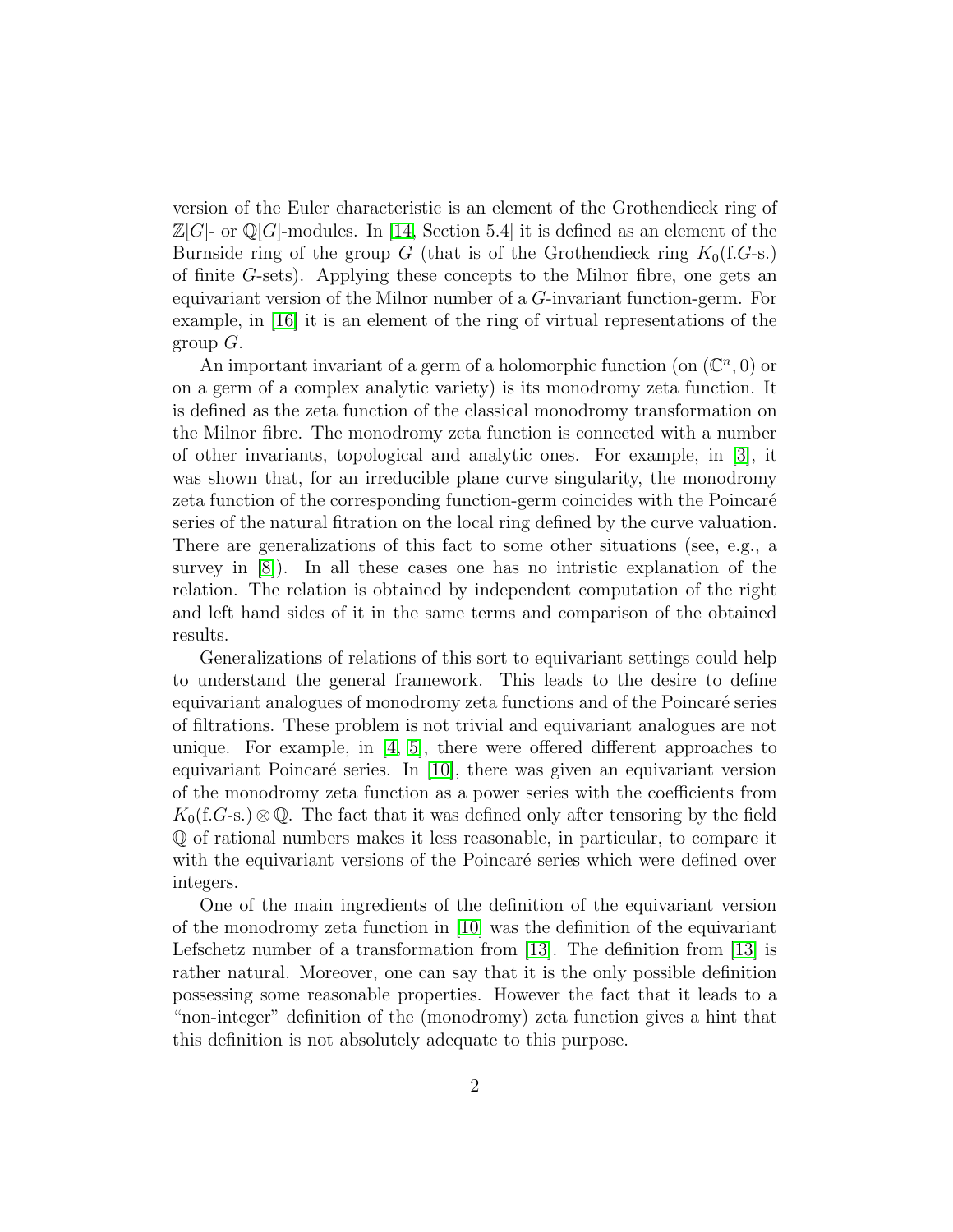version of the Euler characteristic is an element of the Grothendieck ring of $\mathbb{Z}[G]$- or $\mathbb{Q}[G]$-modules. In [14, Section 5.4] it is defined as an element of the Burnside ring of the group $G$ (that is of the Grothendieck ring $K_0(\text{f.}G\text{-s.})$ of finite $G$-sets). Applying these concepts to the Milnor fibre, one gets an equivariant version of the Milnor number of a $G$-invariant function-germ. For example, in [16] it is an element of the ring of virtual representations of the group $G$.

An important invariant of a germ of a holomorphic function (on $(\mathbb{C}^n, 0)$ or on a germ of a complex analytic variety) is its monodromy zeta function. It is defined as the zeta function of the classical monodromy transformation on the Milnor fibre. The monodromy zeta function is connected with a number of other invariants, topological and analytic ones. For example, in [3], it was shown that, for an irreducible plane curve singularity, the monodromy zeta function of the corresponding function-germ coincides with the Poincaré series of the natural fitration on the local ring defined by the curve valuation. There are generalizations of this fact to some other situations (see, e.g., a survey in [8]). In all these cases one has no intristic explanation of the relation. The relation is obtained by independent computation of the right and left hand sides of it in the same terms and comparison of the obtained results.

Generalizations of relations of this sort to equivariant settings could help to understand the general framework. This leads to the desire to define equivariant analogues of monodromy zeta functions and of the Poincaré series of filtrations. These problem is not trivial and equivariant analogues are not unique. For example, in [4, 5], there were offered different approaches to equivariant Poincaré series. In [10], there was given an equivariant version of the monodromy zeta function as a power series with the coefficients from $K_0(\text{f.}G\text{-s.}) \otimes \mathbb{Q}$. The fact that it was defined only after tensoring by the field $\mathbb{Q}$ of rational numbers makes it less reasonable, in particular, to compare it with the equivariant versions of the Poincaré series which were defined over integers.

One of the main ingredients of the definition of the equivariant version of the monodromy zeta function in [10] was the definition of the equivariant Lefschetz number of a transformation from [13]. The definition from [13] is rather natural. Moreover, one can say that it is the only possible definition possessing some reasonable properties. However the fact that it leads to a "non-integer" definition of the (monodromy) zeta function gives a hint that this definition is not absolutely adequate to this purpose.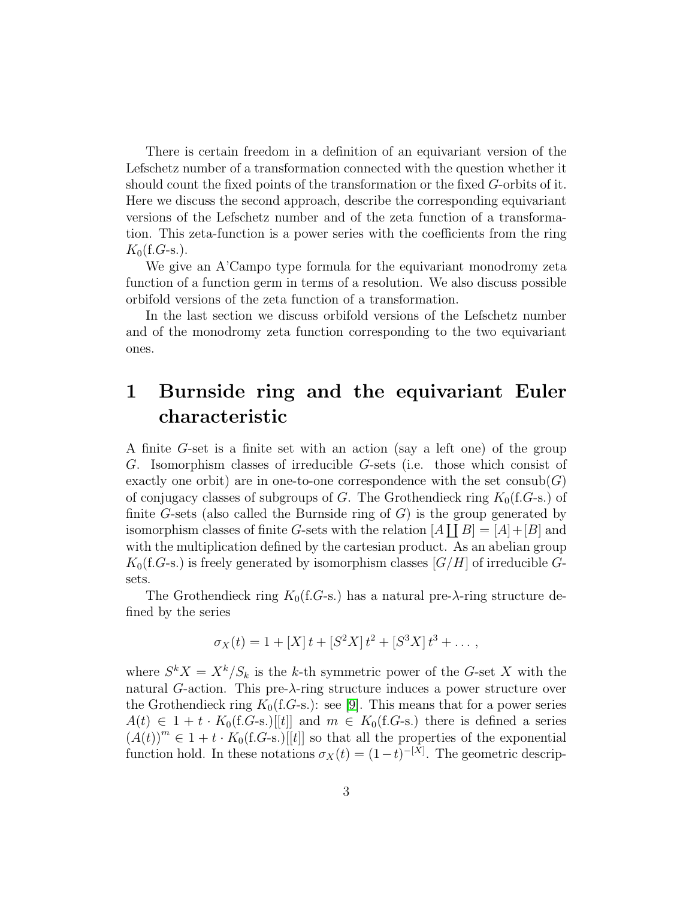There is certain freedom in a definition of an equivariant version of the Lefschetz number of a transformation connected with the question whether it should count the fixed points of the transformation or the fixed $G$-orbits of it. Here we discuss the second approach, describe the corresponding equivariant versions of the Lefschetz number and of the zeta function of a transformation. This zeta-function is a power series with the coefficients from the ring $K_0(\text{f.}G\text{-s.})$.

We give an A'Campo type formula for the equivariant monodromy zeta function of a function germ in terms of a resolution. We also discuss possible orbifold versions of the zeta function of a transformation.

In the last section we discuss orbifold versions of the Lefschetz number and of the monodromy zeta function corresponding to the two equivariant ones.

# 1 Burnside ring and the equivariant Euler characteristic

A finite $G$-set is a finite set with an action (say a left one) of the group $G$. Isomorphism classes of irreducible $G$-sets (i.e. those which consist of exactly one orbit) are in one-to-one correspondence with the set $\text{consub}(G)$ of conjugacy classes of subgroups of $G$. The Grothendieck ring $K_0(\text{f.}G\text{-s.})$ of finite $G$-sets (also called the Burnside ring of $G$) is the group generated by isomorphism classes of finite $G$-sets with the relation $[A \coprod B] = [A] + [B]$ and with the multiplication defined by the cartesian product. As an abelian group $K_0(\text{f.}G\text{-s.})$ is freely generated by isomorphism classes $[G/H]$ of irreducible $G$-sets.

The Grothendieck ring $K_0(\text{f.}G\text{-s.})$ has a natural pre-$\lambda$-ring structure defined by the series

$$\sigma_X(t) = 1 + [X]\,t + [S^2X]\,t^2 + [S^3X]\,t^3 + \dots\,,$$

where $S^kX = X^k/S_k$ is the $k$-th symmetric power of the $G$-set $X$ with the natural $G$-action. This pre-$\lambda$-ring structure induces a power structure over the Grothendieck ring $K_0(\text{f.}G\text{-s.})$: see [9]. This means that for a power series $A(t) \in 1 + t \cdot K_0(\text{f.}G\text{-s.})[[t]]$ and $m \in K_0(\text{f.}G\text{-s.})$ there is defined a series $(A(t))^m \in 1 + t \cdot K_0(\text{f.}G\text{-s.})[[t]]$ so that all the properties of the exponential function hold. In these notations $\sigma_X(t) = (1-t)^{-[X]}$. The geometric descrip-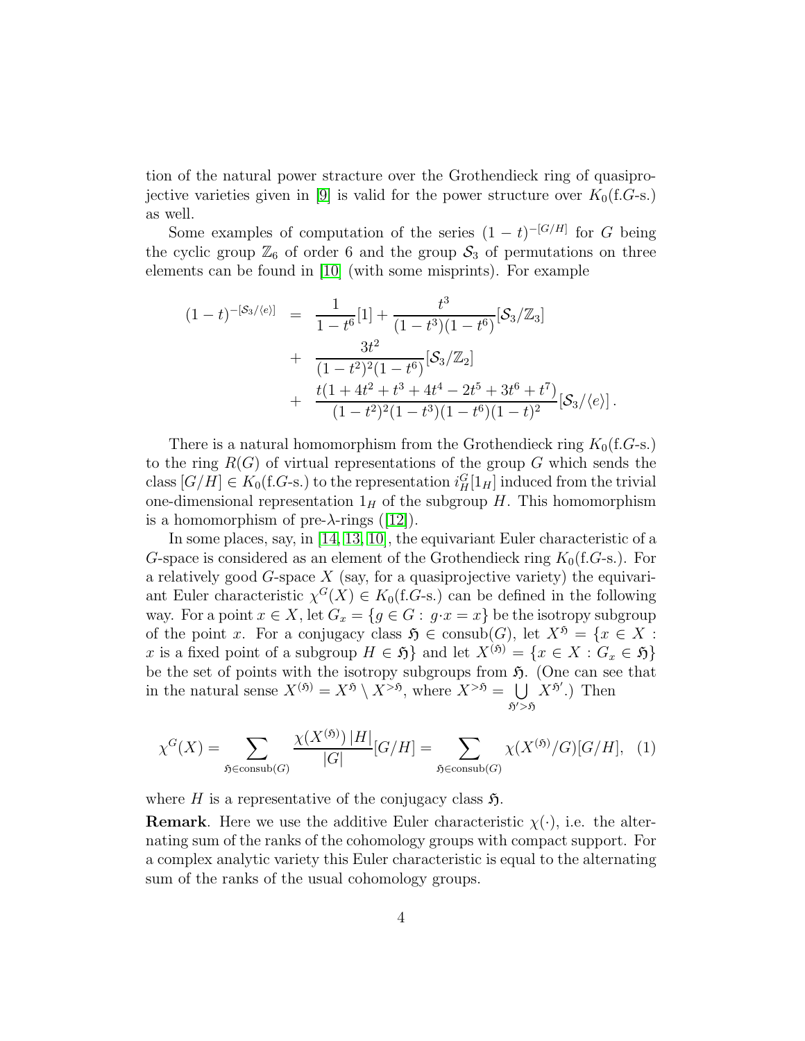tion of the natural power structure over the Grothendieck ring of quasiprojective varieties given in [9] is valid for the power structure over $K_0(\text{f.}G\text{-s.})$ as well.

Some examples of computation of the series $(1-t)^{-[G/H]}$ for $G$ being the cyclic group $\mathbb{Z}_6$ of order 6 and the group $\mathcal{S}_3$ of permutations on three elements can be found in [10] (with some misprints). For example

$$
\begin{aligned}
(1-t)^{-[\mathcal{S}_3/\langle e\rangle]} &= \frac{1}{1-t^6}[1] + \frac{t^3}{(1-t^3)(1-t^6)}[\mathcal{S}_3/\mathbb{Z}_3] \\
&+ \frac{3t^2}{(1-t^2)^2(1-t^6)}[\mathcal{S}_3/\mathbb{Z}_2] \\
&+ \frac{t(1+4t^2+t^3+4t^4-2t^5+3t^6+t^7)}{(1-t^2)^2(1-t^3)(1-t^6)(1-t)^2}[\mathcal{S}_3/\langle e\rangle]\,.
\end{aligned}
$$

There is a natural homomorphism from the Grothendieck ring $K_0(\text{f.}G\text{-s.})$ to the ring $R(G)$ of virtual representations of the group $G$ which sends the class $[G/H] \in K_0(\text{f.}G\text{-s.})$ to the representation $i_H^G[1_H]$ induced from the trivial one-dimensional representation $1_H$ of the subgroup $H$. This homomorphism is a homomorphism of pre-$\lambda$-rings ([12]).

In some places, say, in [14, 13, 10], the equivariant Euler characteristic of a $G$-space is considered as an element of the Grothendieck ring $K_0(\text{f.}G\text{-s.})$. For a relatively good $G$-space $X$ (say, for a quasiprojective variety) the equivariant Euler characteristic $\chi^G(X) \in K_0(\text{f.}G\text{-s.})$ can be defined in the following way. For a point $x \in X$, let $G_x = \{g \in G : \, g\cdot x = x\}$ be the isotropy subgroup of the point $x$. For a conjugacy class $\mathfrak{H} \in \text{consub}(G)$, let $X^{\mathfrak{H}} = \{x \in X :$ $x$ is a fixed point of a subgroup $H \in \mathfrak{H}\}$ and let $X^{(\mathfrak{H})} = \{x \in X : G_x \in \mathfrak{H}\}$ be the set of points with the isotropy subgroups from $\mathfrak{H}$. (One can see that in the natural sense $X^{(\mathfrak{H})} = X^{\mathfrak{H}} \setminus X^{>\mathfrak{H}}$, where $X^{>\mathfrak{H}} = \bigcup\limits_{\mathfrak{H}'>\mathfrak{H}} X^{\mathfrak{H}'}$.) Then

$$
\chi^G(X) = \sum_{\mathfrak{H}\in\text{consub}(G)} \frac{\chi(X^{(\mathfrak{H})})\,|H|}{|G|}[G/H] = \sum_{\mathfrak{H}\in\text{consub}(G)} \chi(X^{(\mathfrak{H})}/G)[G/H], \quad (1)
$$

where $H$ is a representative of the conjugacy class $\mathfrak{H}$.

**Remark**. Here we use the additive Euler characteristic $\chi(\cdot)$, i.e. the alternating sum of the ranks of the cohomology groups with compact support. For a complex analytic variety this Euler characteristic is equal to the alternating sum of the ranks of the usual cohomology groups.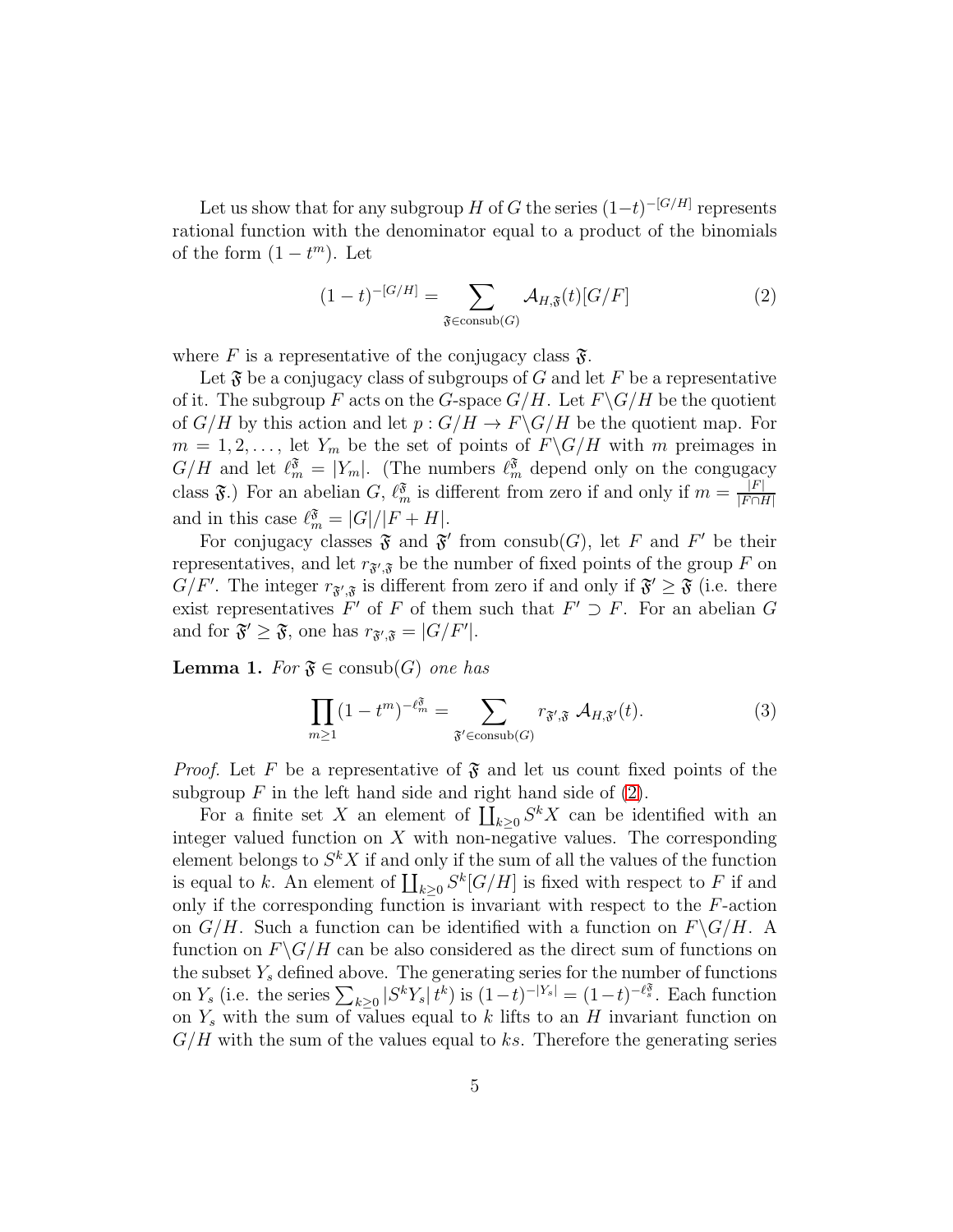Let us show that for any subgroup $H$ of $G$ the series $(1-t)^{-[G/H]}$ represents rational function with the denominator equal to a product of the binomials of the form $(1-t^m)$. Let

$$(1-t)^{-[G/H]} = \sum_{\mathfrak{F}\in\mathrm{consub}(G)} \mathcal{A}_{H,\mathfrak{F}}(t)[G/F] \tag{2}$$

where $F$ is a representative of the conjugacy class $\mathfrak{F}$.

Let $\mathfrak{F}$ be a conjugacy class of subgroups of $G$ and let $F$ be a representative of it. The subgroup $F$ acts on the $G$-space $G/H$. Let $F\backslash G/H$ be the quotient of $G/H$ by this action and let $p : G/H \to F\backslash G/H$ be the quotient map. For $m = 1, 2, \ldots$, let $Y_m$ be the set of points of $F\backslash G/H$ with $m$ preimages in $G/H$ and let $\ell^{\mathfrak{F}}_m = |Y_m|$. (The numbers $\ell^{\mathfrak{F}}_m$ depend only on the congugacy class $\mathfrak{F}$.) For an abelian $G$, $\ell^{\mathfrak{F}}_m$ is different from zero if and only if $m = \frac{|F|}{|F\cap H|}$ and in this case $\ell^{\mathfrak{F}}_m = |G|/|F+H|$.

For conjugacy classes $\mathfrak{F}$ and $\mathfrak{F}'$ from $\mathrm{consub}(G)$, let $F$ and $F'$ be their representatives, and let $r_{\mathfrak{F}',\mathfrak{F}}$ be the number of fixed points of the group $F$ on $G/F'$. The integer $r_{\mathfrak{F}',\mathfrak{F}}$ is different from zero if and only if $\mathfrak{F}' \geq \mathfrak{F}$ (i.e. there exist representatives $F'$ of $F$ of them such that $F' \supset F$. For an abelian $G$ and for $\mathfrak{F}' \geq \mathfrak{F}$, one has $r_{\mathfrak{F}',\mathfrak{F}} = |G/F'|$.

**Lemma 1.** *For $\mathfrak{F} \in \mathrm{consub}(G)$ one has*

$$\prod_{m\geq 1}(1-t^m)^{-\ell^{\mathfrak{F}}_m} = \sum_{\mathfrak{F}'\in\mathrm{consub}(G)} r_{\mathfrak{F}',\mathfrak{F}}\ \mathcal{A}_{H,\mathfrak{F}'}(t). \tag{3}$$

*Proof.* Let $F$ be a representative of $\mathfrak{F}$ and let us count fixed points of the subgroup $F$ in the left hand side and right hand side of (2).

For a finite set $X$ an element of $\coprod_{k\geq 0} S^k X$ can be identified with an integer valued function on $X$ with non-negative values. The corresponding element belongs to $S^k X$ if and only if the sum of all the values of the function is equal to $k$. An element of $\coprod_{k\geq 0} S^k[G/H]$ is fixed with respect to $F$ if and only if the corresponding function is invariant with respect to the $F$-action on $G/H$. Such a function can be identified with a function on $F\backslash G/H$. A function on $F\backslash G/H$ can be also considered as the direct sum of functions on the subset $Y_s$ defined above. The generating series for the number of functions on $Y_s$ (i.e. the series $\sum_{k\geq 0} |S^k Y_s|\, t^k$) is $(1-t)^{-|Y_s|} = (1-t)^{-\ell^{\mathfrak{F}}_s}$. Each function on $Y_s$ with the sum of values equal to $k$ lifts to an $H$ invariant function on $G/H$ with the sum of the values equal to $ks$. Therefore the generating series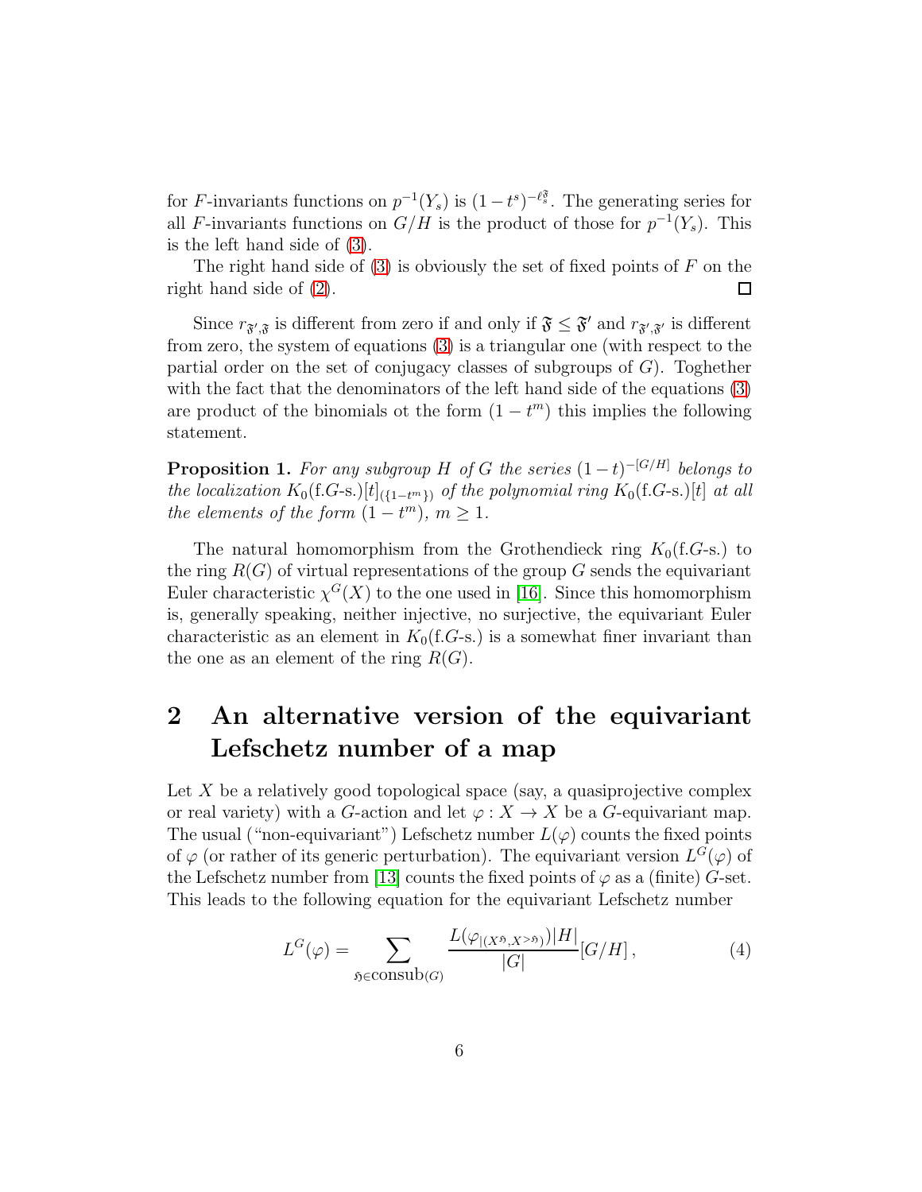for $F$-invariants functions on $p^{-1}(Y_s)$ is $(1-t^s)^{-\ell_s^{\mathfrak{F}}}$. The generating series for all $F$-invariants functions on $G/H$ is the product of those for $p^{-1}(Y_s)$. This is the left hand side of (3).

The right hand side of (3) is obviously the set of fixed points of $F$ on the right hand side of (2). □

Since $r_{\mathfrak{F}',\mathfrak{F}}$ is different from zero if and only if $\mathfrak{F} \leq \mathfrak{F}'$ and $r_{\mathfrak{F}',\mathfrak{F}'}$ is different from zero, the system of equations (3) is a triangular one (with respect to the partial order on the set of conjugacy classes of subgroups of $G$). Toghether with the fact that the denominators of the left hand side of the equations (3) are product of the binomials ot the form $(1-t^m)$ this implies the following statement.

**Proposition 1.** *For any subgroup $H$ of $G$ the series $(1-t)^{-[G/H]}$ belongs to the localization $K_0(\text{f.}G\text{-s.})[t]_{(\{1-t^m\})}$ of the polynomial ring $K_0(\text{f.}G\text{-s.})[t]$ at all the elements of the form $(1-t^m)$, $m \geq 1$.*

The natural homomorphism from the Grothendieck ring $K_0(\text{f.}G\text{-s.})$ to the ring $R(G)$ of virtual representations of the group $G$ sends the equivariant Euler characteristic $\chi^G(X)$ to the one used in [16]. Since this homomorphism is, generally speaking, neither injective, no surjective, the equivariant Euler characteristic as an element in $K_0(\text{f.}G\text{-s.})$ is a somewhat finer invariant than the one as an element of the ring $R(G)$.

# 2 An alternative version of the equivariant Lefschetz number of a map

Let $X$ be a relatively good topological space (say, a quasiprojective complex or real variety) with a $G$-action and let $\varphi : X \to X$ be a $G$-equivariant map. The usual ("non-equivariant") Lefschetz number $L(\varphi)$ counts the fixed points of $\varphi$ (or rather of its generic perturbation). The equivariant version $L^G(\varphi)$ of the Lefschetz number from [13] counts the fixed points of $\varphi$ as a (finite) $G$-set. This leads to the following equation for the equivariant Lefschetz number

$$L^G(\varphi) = \sum_{\mathfrak{H} \in \text{consub}(G)} \frac{L(\varphi_{|(X^{\mathfrak{H}}, X^{>\mathfrak{H}})})|H|}{|G|}[G/H]\,, \tag{4}$$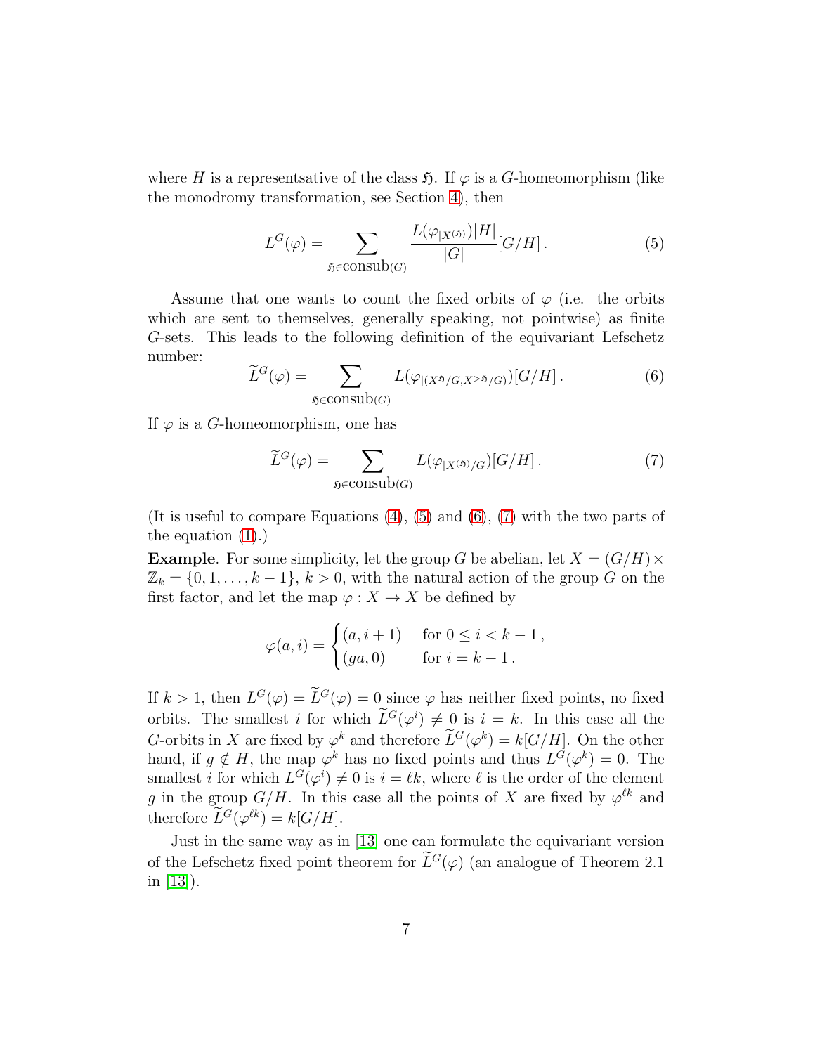where $H$ is a representsative of the class $\mathfrak{H}$. If $\varphi$ is a $G$-homeomorphism (like the monodromy transformation, see Section 4), then

$$L^G(\varphi) = \sum_{\mathfrak{H} \in \mathrm{consub}(G)} \frac{L(\varphi_{|X^{(\mathfrak{H})}})|H|}{|G|}[G/H]\,. \tag{5}$$

Assume that one wants to count the fixed orbits of $\varphi$ (i.e. the orbits which are sent to themselves, generally speaking, not pointwise) as finite $G$-sets. This leads to the following definition of the equivariant Lefschetz number:

$$\widetilde{L}^G(\varphi) = \sum_{\mathfrak{H} \in \mathrm{consub}(G)} L(\varphi_{|(X^{\mathfrak{H}}/G, X^{>\mathfrak{H}}/G)})[G/H]\,. \tag{6}$$

If $\varphi$ is a $G$-homeomorphism, one has

$$\widetilde{L}^G(\varphi) = \sum_{\mathfrak{H} \in \mathrm{consub}(G)} L(\varphi_{|X^{(\mathfrak{H})}/G})[G/H]\,. \tag{7}$$

(It is useful to compare Equations (4), (5) and (6), (7) with the two parts of the equation (1).)

**Example**. For some simplicity, let the group $G$ be abelian, let $X = (G/H) \times \mathbb{Z}_k = \{0, 1, \ldots, k-1\}$, $k > 0$, with the natural action of the group $G$ on the first factor, and let the map $\varphi : X \to X$ be defined by

$$\varphi(a, i) = \begin{cases} (a, i+1) & \text{for } 0 \le i < k-1\,, \\ (ga, 0) & \text{for } i = k-1\,. \end{cases}$$

If $k > 1$, then $L^G(\varphi) = \widetilde{L}^G(\varphi) = 0$ since $\varphi$ has neither fixed points, no fixed orbits. The smallest $i$ for which $\widetilde{L}^G(\varphi^i) \neq 0$ is $i = k$. In this case all the $G$-orbits in $X$ are fixed by $\varphi^k$ and therefore $\widetilde{L}^G(\varphi^k) = k[G/H]$. On the other hand, if $g \notin H$, the map $\varphi^k$ has no fixed points and thus $L^G(\varphi^k) = 0$. The smallest $i$ for which $L^G(\varphi^i) \neq 0$ is $i = \ell k$, where $\ell$ is the order of the element $g$ in the group $G/H$. In this case all the points of $X$ are fixed by $\varphi^{\ell k}$ and therefore $\widetilde{L}^G(\varphi^{\ell k}) = k[G/H]$.

Just in the same way as in [13] one can formulate the equivariant version of the Lefschetz fixed point theorem for $\widetilde{L}^G(\varphi)$ (an analogue of Theorem 2.1 in [13]).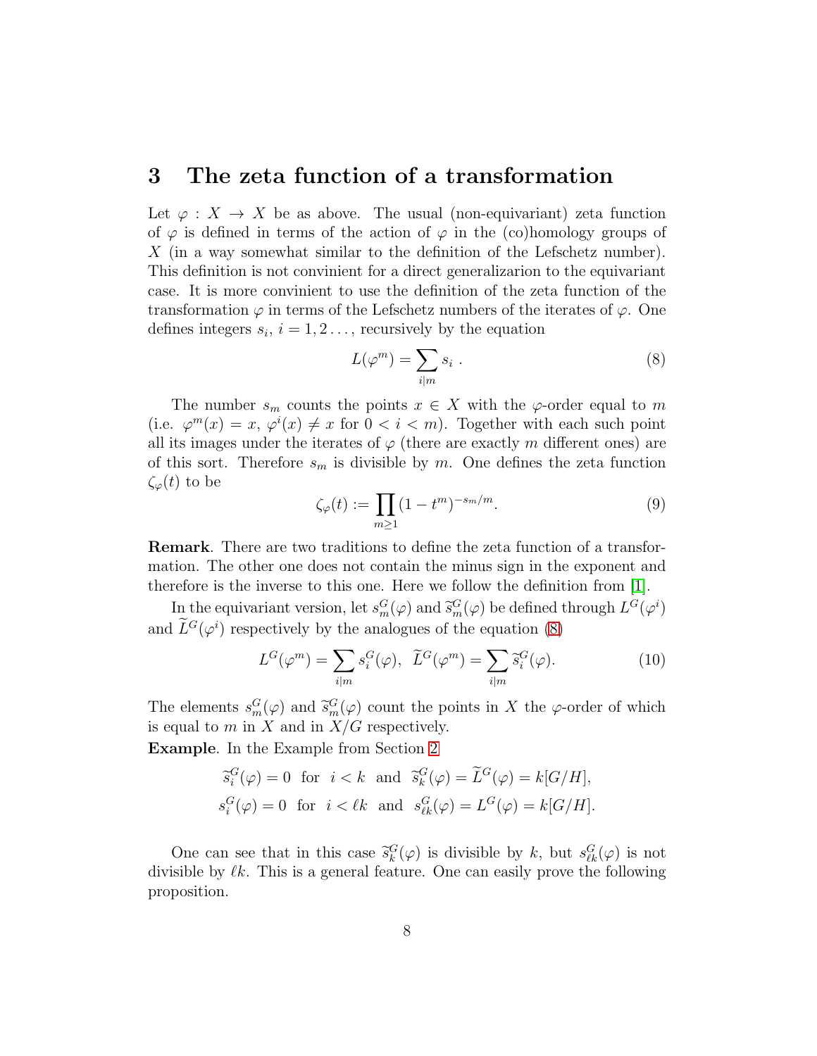## 3 The zeta function of a transformation

Let $\varphi : X \to X$ be as above. The usual (non-equivariant) zeta function of $\varphi$ is defined in terms of the action of $\varphi$ in the (co)homology groups of $X$ (in a way somewhat similar to the definition of the Lefschetz number). This definition is not convinient for a direct generalizarion to the equivariant case. It is more convinient to use the definition of the zeta function of the transformation $\varphi$ in terms of the Lefschetz numbers of the iterates of $\varphi$. One defines integers $s_i$, $i = 1, 2 \ldots$, recursively by the equation

$$L(\varphi^m) = \sum_{i|m} s_i \, . \tag{8}$$

The number $s_m$ counts the points $x \in X$ with the $\varphi$-order equal to $m$ (i.e. $\varphi^m(x) = x$, $\varphi^i(x) \neq x$ for $0 < i < m$). Together with each such point all its images under the iterates of $\varphi$ (there are exactly $m$ different ones) are of this sort. Therefore $s_m$ is divisible by $m$. One defines the zeta function $\zeta_\varphi(t)$ to be

$$\zeta_\varphi(t) := \prod_{m \geq 1} (1 - t^m)^{-s_m/m}. \tag{9}$$

**Remark**. There are two traditions to define the zeta function of a transformation. The other one does not contain the minus sign in the exponent and therefore is the inverse to this one. Here we follow the definition from [1].

In the equivariant version, let $s_m^G(\varphi)$ and $\widetilde{s}_m^G(\varphi)$ be defined through $L^G(\varphi^i)$ and $\widetilde{L}^G(\varphi^i)$ respectively by the analogues of the equation (8)

$$L^G(\varphi^m) = \sum_{i|m} s_i^G(\varphi), \;\; \widetilde{L}^G(\varphi^m) = \sum_{i|m} \widetilde{s}_i^G(\varphi). \tag{10}$$

The elements $s_m^G(\varphi)$ and $\widetilde{s}_m^G(\varphi)$ count the points in $X$ the $\varphi$-order of which is equal to $m$ in $X$ and in $X/G$ respectively.

**Example**. In the Example from Section 2

$$\widetilde{s}_i^G(\varphi) = 0 \;\text{ for }\; i < k \;\text{ and }\; \widetilde{s}_k^G(\varphi) = \widetilde{L}^G(\varphi) = k[G/H],$$
$$s_i^G(\varphi) = 0 \;\text{ for }\; i < \ell k \;\text{ and }\; s_{\ell k}^G(\varphi) = L^G(\varphi) = k[G/H].$$

One can see that in this case $\widetilde{s}_k^G(\varphi)$ is divisible by $k$, but $s_{\ell k}^G(\varphi)$ is not divisible by $\ell k$. This is a general feature. One can easily prove the following proposition.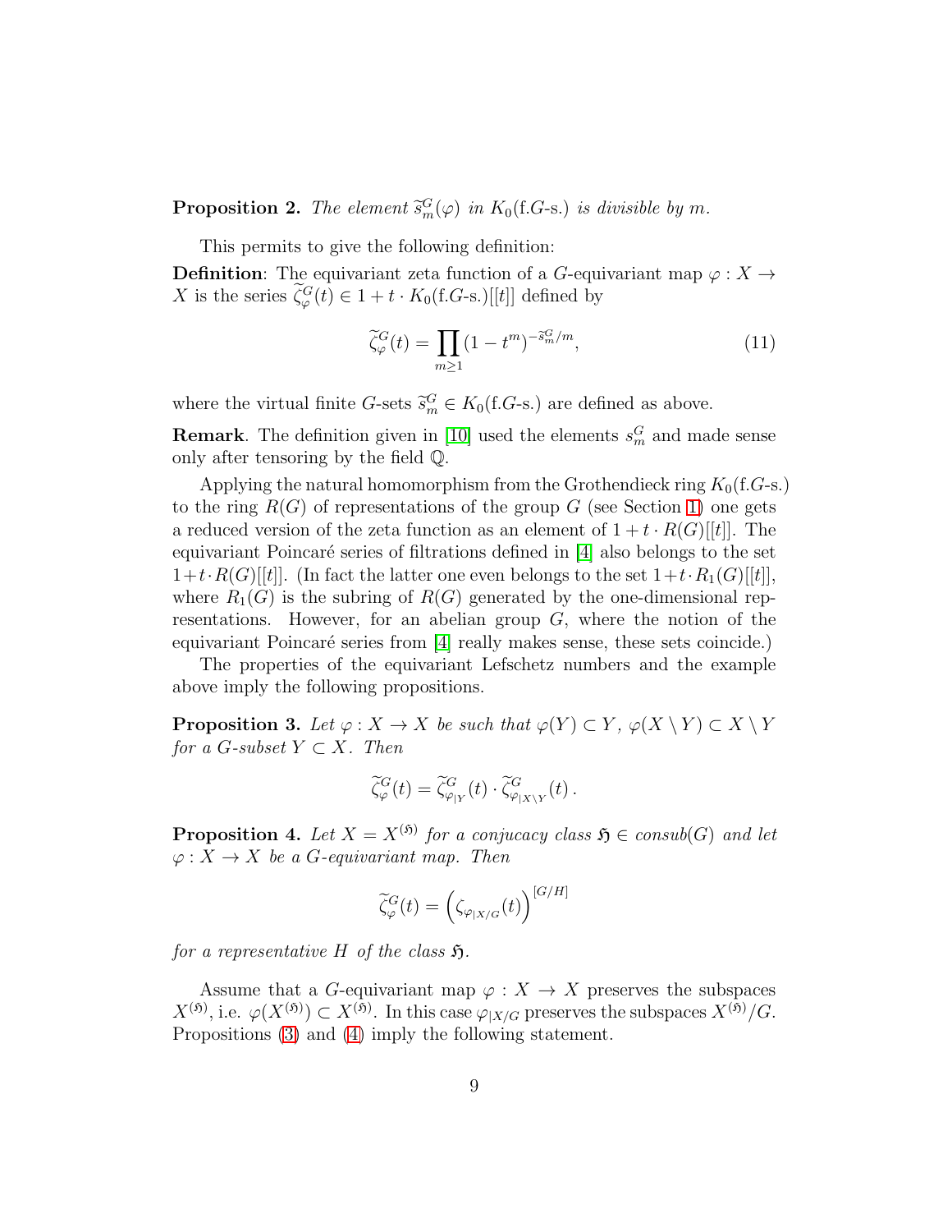**Proposition 2.** *The element $\widetilde{s}_m^G(\varphi)$ in $K_0(\text{f.}G\text{-s.})$ is divisible by $m$.*

This permits to give the following definition:

**Definition**: The equivariant zeta function of a $G$-equivariant map $\varphi : X \to X$ is the series $\widetilde{\zeta}_\varphi^G(t) \in 1 + t \cdot K_0(\text{f.}G\text{-s.})[[t]]$ defined by

$$\widetilde{\zeta}_\varphi^G(t) = \prod_{m \geq 1} (1 - t^m)^{-\widetilde{s}_m^G/m}, \tag{11}$$

where the virtual finite $G$-sets $\widetilde{s}_m^G \in K_0(\text{f.}G\text{-s.})$ are defined as above.

**Remark**. The definition given in [10] used the elements $s_m^G$ and made sense only after tensoring by the field $\mathbb{Q}$.

Applying the natural homomorphism from the Grothendieck ring $K_0(\text{f.}G\text{-s.})$ to the ring $R(G)$ of representations of the group $G$ (see Section 1) one gets a reduced version of the zeta function as an element of $1 + t \cdot R(G)[[t]]$. The equivariant Poincaré series of filtrations defined in [4] also belongs to the set $1 + t \cdot R(G)[[t]]$. (In fact the latter one even belongs to the set $1 + t \cdot R_1(G)[[t]]$, where $R_1(G)$ is the subring of $R(G)$ generated by the one-dimensional representations. However, for an abelian group $G$, where the notion of the equivariant Poincaré series from [4] really makes sense, these sets coincide.)

The properties of the equivariant Lefschetz numbers and the example above imply the following propositions.

**Proposition 3.** *Let $\varphi : X \to X$ be such that $\varphi(Y) \subset Y$, $\varphi(X \setminus Y) \subset X \setminus Y$ for a $G$-subset $Y \subset X$. Then*

$$\widetilde{\zeta}_\varphi^G(t) = \widetilde{\zeta}_{\varphi_{|Y}}^G(t) \cdot \widetilde{\zeta}_{\varphi_{|X \setminus Y}}^G(t)\,.$$

**Proposition 4.** *Let $X = X^{(\mathfrak{H})}$ for a conjucacy class $\mathfrak{H} \in consub(G)$ and let $\varphi : X \to X$ be a $G$-equivariant map. Then*

$$\widetilde{\zeta}_\varphi^G(t) = \left(\zeta_{\varphi_{|X/G}}(t)\right)^{[G/H]}$$

*for a representative $H$ of the class $\mathfrak{H}$.*

Assume that a $G$-equivariant map $\varphi : X \to X$ preserves the subspaces $X^{(\mathfrak{H})}$, i.e. $\varphi(X^{(\mathfrak{H})}) \subset X^{(\mathfrak{H})}$. In this case $\varphi_{|X/G}$ preserves the subspaces $X^{(\mathfrak{H})}/G$. Propositions (3) and (4) imply the following statement.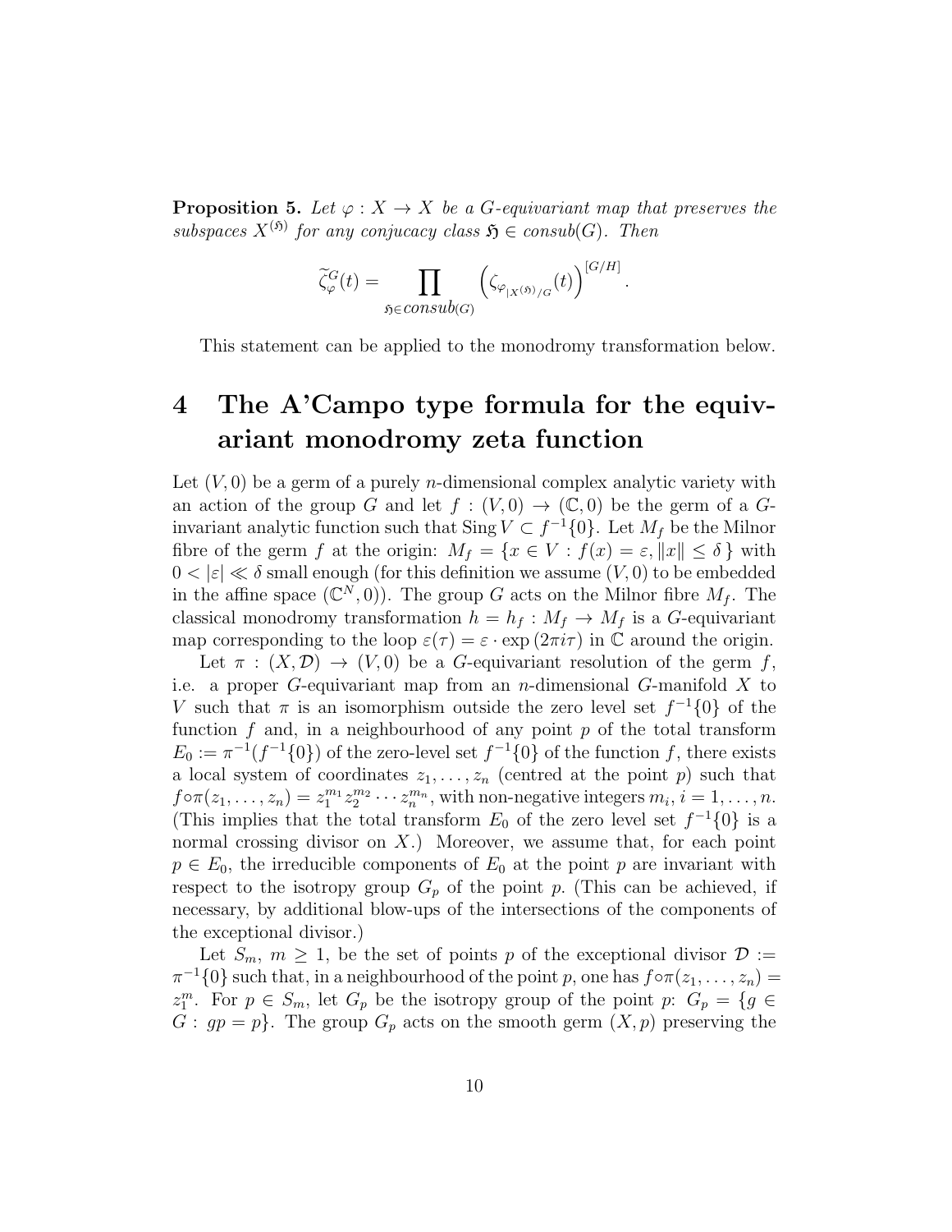**Proposition 5.** *Let $\varphi : X \to X$ be a $G$-equivariant map that preserves the subspaces $X^{(\mathfrak{H})}$ for any conjucacy class $\mathfrak{H} \in consub(G)$. Then*

$$\widetilde{\zeta}^G_\varphi(t) = \prod_{\mathfrak{H} \in consub(G)} \left( \zeta_{\varphi_{|X^{(\mathfrak{H})}/G}}(t) \right)^{[G/H]}.$$

This statement can be applied to the monodromy transformation below.

# 4 The A'Campo type formula for the equivariant monodromy zeta function

Let $(V, 0)$ be a germ of a purely $n$-dimensional complex analytic variety with an action of the group $G$ and let $f : (V, 0) \to (\mathbb{C}, 0)$ be the germ of a $G$-invariant analytic function such that $\operatorname{Sing} V \subset f^{-1}\{0\}$. Let $M_f$ be the Milnor fibre of the germ $f$ at the origin: $M_f = \{x \in V : f(x) = \varepsilon, \|x\| \le \delta\}$ with $0 < |\varepsilon| \ll \delta$ small enough (for this definition we assume $(V, 0)$ to be embedded in the affine space $(\mathbb{C}^N, 0)$). The group $G$ acts on the Milnor fibre $M_f$. The classical monodromy transformation $h = h_f : M_f \to M_f$ is a $G$-equivariant map corresponding to the loop $\varepsilon(\tau) = \varepsilon \cdot \exp(2\pi i \tau)$ in $\mathbb{C}$ around the origin.

Let $\pi : (X, \mathcal{D}) \to (V, 0)$ be a $G$-equivariant resolution of the germ $f$, i.e. a proper $G$-equivariant map from an $n$-dimensional $G$-manifold $X$ to $V$ such that $\pi$ is an isomorphism outside the zero level set $f^{-1}\{0\}$ of the function $f$ and, in a neighbourhood of any point $p$ of the total transform $E_0 := \pi^{-1}(f^{-1}\{0\})$ of the zero-level set $f^{-1}\{0\}$ of the function $f$, there exists a local system of coordinates $z_1, \ldots, z_n$ (centred at the point $p$) such that $f \circ \pi(z_1, \ldots, z_n) = z_1^{m_1} z_2^{m_2} \cdots z_n^{m_n}$, with non-negative integers $m_i$, $i = 1, \ldots, n$. (This implies that the total transform $E_0$ of the zero level set $f^{-1}\{0\}$ is a normal crossing divisor on $X$.) Moreover, we assume that, for each point $p \in E_0$, the irreducible components of $E_0$ at the point $p$ are invariant with respect to the isotropy group $G_p$ of the point $p$. (This can be achieved, if necessary, by additional blow-ups of the intersections of the components of the exceptional divisor.)

Let $S_m$, $m \ge 1$, be the set of points $p$ of the exceptional divisor $\mathcal{D} := \pi^{-1}\{0\}$ such that, in a neighbourhood of the point $p$, one has $f \circ \pi(z_1, \ldots, z_n) = z_1^m$. For $p \in S_m$, let $G_p$ be the isotropy group of the point $p$: $G_p = \{g \in G : gp = p\}$. The group $G_p$ acts on the smooth germ $(X, p)$ preserving the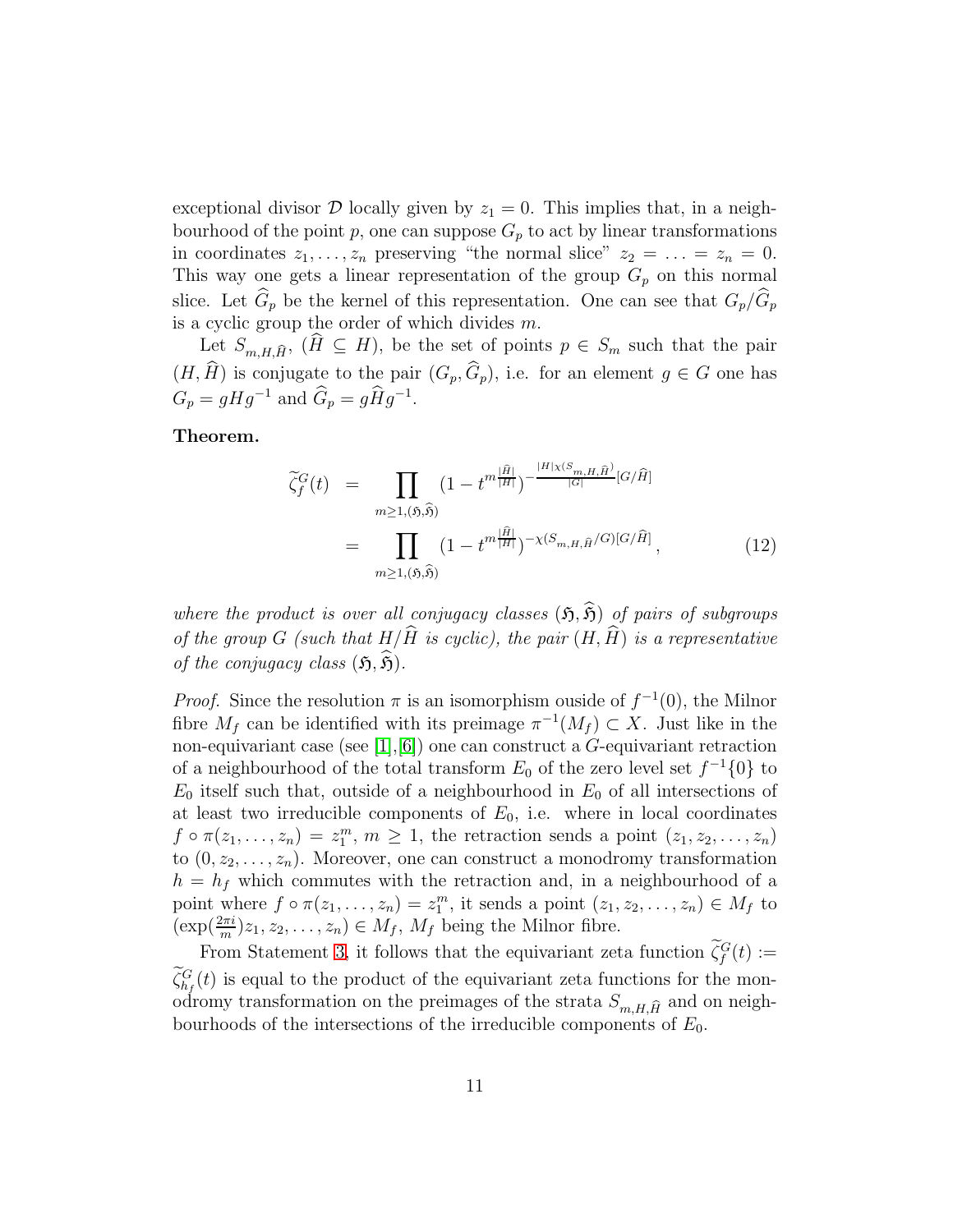exceptional divisor $\mathcal{D}$ locally given by $z_1 = 0$. This implies that, in a neighbourhood of the point $p$, one can suppose $G_p$ to act by linear transformations in coordinates $z_1, \ldots, z_n$ preserving "the normal slice" $z_2 = \ldots = z_n = 0$. This way one gets a linear representation of the group $G_p$ on this normal slice. Let $\widehat{G}_p$ be the kernel of this representation. One can see that $G_p/\widehat{G}_p$ is a cyclic group the order of which divides $m$.

Let $S_{m,H,\widehat{H}}$, ($\widehat{H} \subseteq H$), be the set of points $p \in S_m$ such that the pair $(H, \widehat{H})$ is conjugate to the pair $(G_p, \widehat{G}_p)$, i.e. for an element $g \in G$ one has $G_p = gHg^{-1}$ and $\widehat{G}_p = g\widehat{H}g^{-1}$.

**Theorem.**

$$
\begin{aligned}
\widetilde{\zeta}_f^G(t) &= \prod_{m \geq 1, (\mathfrak{H}, \widehat{\mathfrak{H}})} (1 - t^{m\frac{|\widehat{H}|}{|H|}})^{-\frac{|H|\chi(S_{m,H,\widehat{H}})}{|G|}[G/\widehat{H}]} \\
&= \prod_{m \geq 1, (\mathfrak{H}, \widehat{\mathfrak{H}})} (1 - t^{m\frac{|\widehat{H}|}{|H|}})^{-\chi(S_{m,H,\widehat{H}}/G)[G/\widehat{H}]}, \qquad (12)
\end{aligned}
$$

*where the product is over all conjugacy classes $(\mathfrak{H}, \widehat{\mathfrak{H}})$ of pairs of subgroups of the group $G$ (such that $H/\widehat{H}$ is cyclic), the pair $(H, \widehat{H})$ is a representative of the conjugacy class $(\mathfrak{H}, \widehat{\mathfrak{H}})$.*

*Proof.* Since the resolution $\pi$ is an isomorphism ouside of $f^{-1}(0)$, the Milnor fibre $M_f$ can be identified with its preimage $\pi^{-1}(M_f) \subset X$. Just like in the non-equivariant case (see [1],[6]) one can construct a $G$-equivariant retraction of a neighbourhood of the total transform $E_0$ of the zero level set $f^{-1}\{0\}$ to $E_0$ itself such that, outside of a neighbourhood in $E_0$ of all intersections of at least two irreducible components of $E_0$, i.e. where in local coordinates $f \circ \pi(z_1, \ldots, z_n) = z_1^m$, $m \geq 1$, the retraction sends a point $(z_1, z_2, \ldots, z_n)$ to $(0, z_2, \ldots, z_n)$. Moreover, one can construct a monodromy transformation $h = h_f$ which commutes with the retraction and, in a neighbourhood of a point where $f \circ \pi(z_1, \ldots, z_n) = z_1^m$, it sends a point $(z_1, z_2, \ldots, z_n) \in M_f$ to $(\exp(\frac{2\pi i}{m})z_1, z_2, \ldots, z_n) \in M_f$, $M_f$ being the Milnor fibre.

From Statement 3, it follows that the equivariant zeta function $\widetilde{\zeta}_f^G(t) := \widetilde{\zeta}_{h_f}^G(t)$ is equal to the product of the equivariant zeta functions for the monodromy transformation on the preimages of the strata $S_{m,H,\widehat{H}}$ and on neighbourhoods of the intersections of the irreducible components of $E_0$.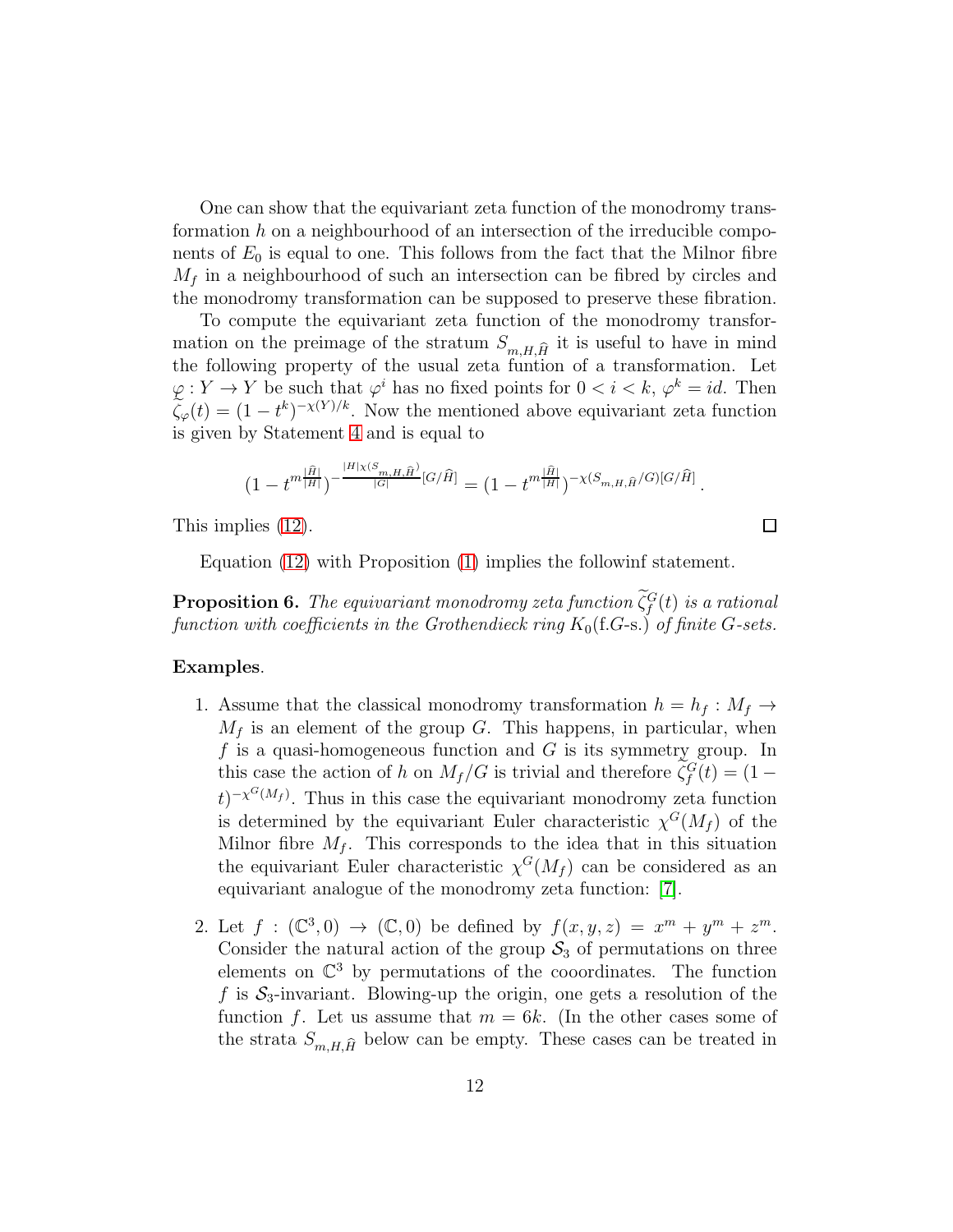One can show that the equivariant zeta function of the monodromy transformation $h$ on a neighbourhood of an intersection of the irreducible components of $E_0$ is equal to one. This follows from the fact that the Milnor fibre $M_f$ in a neighbourhood of such an intersection can be fibred by circles and the monodromy transformation can be supposed to preserve these fibration.

To compute the equivariant zeta function of the monodromy transformation on the preimage of the stratum $S_{m,H,\widehat{H}}$ it is useful to have in mind the following property of the usual zeta funtion of a transformation. Let $\varphi : Y \to Y$ be such that $\varphi^i$ has no fixed points for $0 < i < k$, $\varphi^k = id$. Then $\zeta_\varphi(t) = (1 - t^k)^{-\chi(Y)/k}$. Now the mentioned above equivariant zeta function is given by Statement 4 and is equal to

$$(1 - t^{m\frac{|\widehat{H}|}{|H|}})^{-\frac{|H|\chi(S_{m,H,\widehat{H}})}{|G|}[G/\widehat{H}]} = (1 - t^{m\frac{|\widehat{H}|}{|H|}})^{-\chi(S_{m,H,\widehat{H}}/G)[G/\widehat{H}]}\,.$$

This implies (12). □

Equation (12) with Proposition (1) implies the followinf statement.

**Proposition 6.** *The equivariant monodromy zeta function $\widetilde{\zeta}^G_f(t)$ is a rational function with coefficients in the Grothendieck ring $K_0$(f.$G$-s.) of finite $G$-sets.*

**Examples**.

1. Assume that the classical monodromy transformation $h = h_f : M_f \to M_f$ is an element of the group $G$. This happens, in particular, when $f$ is a quasi-homogeneous function and $G$ is its symmetry group. In this case the action of $h$ on $M_f/G$ is trivial and therefore $\widetilde{\zeta}^G_f(t) = (1 - t)^{-\chi^G(M_f)}$. Thus in this case the equivariant monodromy zeta function is determined by the equivariant Euler characteristic $\chi^G(M_f)$ of the Milnor fibre $M_f$. This corresponds to the idea that in this situation the equivariant Euler characteristic $\chi^G(M_f)$ can be considered as an equivariant analogue of the monodromy zeta function: [7].

2. Let $f : (\mathbb{C}^3, 0) \to (\mathbb{C}, 0)$ be defined by $f(x, y, z) = x^m + y^m + z^m$. Consider the natural action of the group $\mathcal{S}_3$ of permutations on three elements on $\mathbb{C}^3$ by permutations of the cooordinates. The function $f$ is $\mathcal{S}_3$-invariant. Blowing-up the origin, one gets a resolution of the function $f$. Let us assume that $m = 6k$. (In the other cases some of the strata $S_{m,H,\widehat{H}}$ below can be empty. These cases can be treated in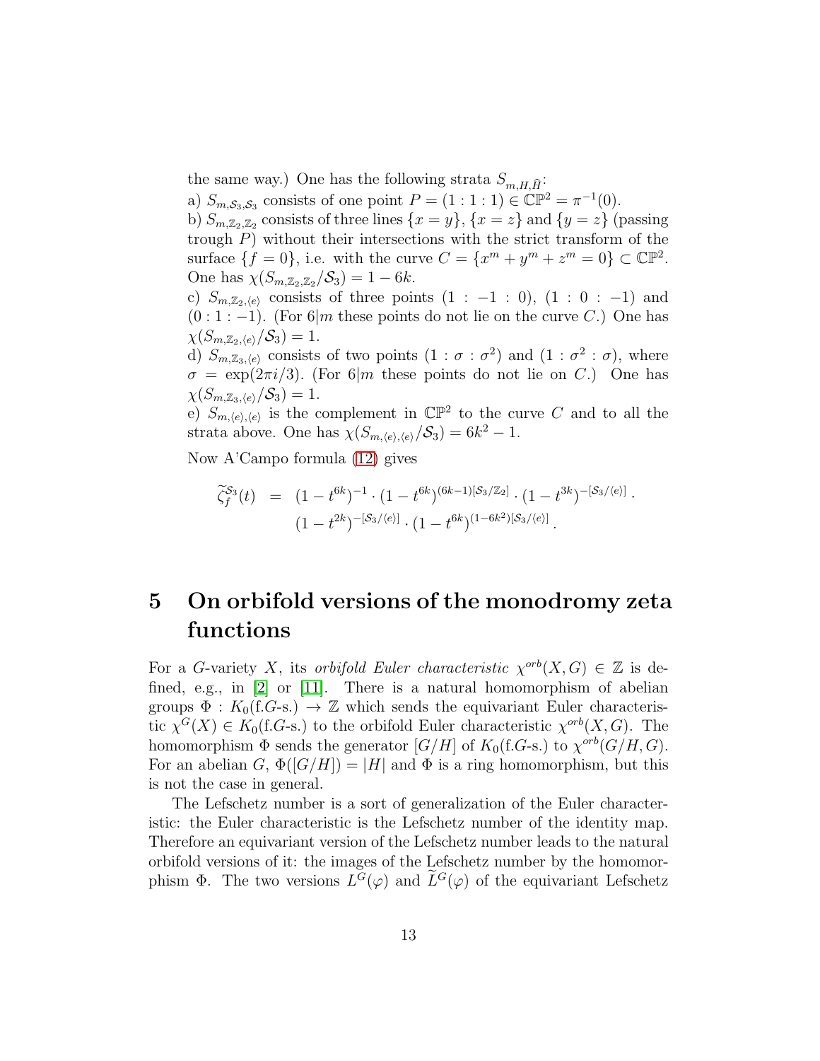the same way.) One has the following strata $S_{m,H,\widehat{H}}$:

a) $S_{m,\mathcal{S}_3,\mathcal{S}_3}$ consists of one point $P = (1:1:1) \in \mathbb{CP}^2 = \pi^{-1}(0)$.

b) $S_{m,\mathbb{Z}_2,\mathbb{Z}_2}$ consists of three lines $\{x=y\}$, $\{x=z\}$ and $\{y=z\}$ (passing trough $P$) without their intersections with the strict transform of the surface $\{f=0\}$, i.e. with the curve $C = \{x^m + y^m + z^m = 0\} \subset \mathbb{CP}^2$. One has $\chi(S_{m,\mathbb{Z}_2,\mathbb{Z}_2}/\mathcal{S}_3) = 1 - 6k$.

c) $S_{m,\mathbb{Z}_2,\langle e\rangle}$ consists of three points $(1:-1:0)$, $(1:0:-1)$ and $(0:1:-1)$. (For $6|m$ these points do not lie on the curve $C$.) One has $\chi(S_{m,\mathbb{Z}_2,\langle e\rangle}/\mathcal{S}_3) = 1$.

d) $S_{m,\mathbb{Z}_3,\langle e\rangle}$ consists of two points $(1:\sigma:\sigma^2)$ and $(1:\sigma^2:\sigma)$, where $\sigma = \exp(2\pi i/3)$. (For $6|m$ these points do not lie on $C$.) One has $\chi(S_{m,\mathbb{Z}_3,\langle e\rangle}/\mathcal{S}_3) = 1$.

e) $S_{m,\langle e\rangle,\langle e\rangle}$ is the complement in $\mathbb{CP}^2$ to the curve $C$ and to all the strata above. One has $\chi(S_{m,\langle e\rangle,\langle e\rangle}/\mathcal{S}_3) = 6k^2 - 1$.

Now A'Campo formula (12) gives

$$
\begin{aligned}
\widetilde{\zeta}_f^{\mathcal{S}_3}(t) &= (1-t^{6k})^{-1} \cdot (1-t^{6k})^{(6k-1)[\mathcal{S}_3/\mathbb{Z}_2]} \cdot (1-t^{3k})^{-[\mathcal{S}_3/\langle e\rangle]} \cdot \\
& \quad (1-t^{2k})^{-[\mathcal{S}_3/\langle e\rangle]} \cdot (1-t^{6k})^{(1-6k^2)[\mathcal{S}_3/\langle e\rangle]} .
\end{aligned}
$$

# 5 On orbifold versions of the monodromy zeta functions

For a $G$-variety $X$, its *orbifold Euler characteristic* $\chi^{orb}(X,G) \in \mathbb{Z}$ is defined, e.g., in [2] or [11]. There is a natural homomorphism of abelian groups $\Phi : K_0(\text{f.}G\text{-s.}) \to \mathbb{Z}$ which sends the equivariant Euler characteristic $\chi^G(X) \in K_0(\text{f.}G\text{-s.})$ to the orbifold Euler characteristic $\chi^{orb}(X,G)$. The homomorphism $\Phi$ sends the generator $[G/H]$ of $K_0(\text{f.}G\text{-s.})$ to $\chi^{orb}(G/H,G)$. For an abelian $G$, $\Phi([G/H]) = |H|$ and $\Phi$ is a ring homomorphism, but this is not the case in general.

The Lefschetz number is a sort of generalization of the Euler characteristic: the Euler characteristic is the Lefschetz number of the identity map. Therefore an equivariant version of the Lefschetz number leads to the natural orbifold versions of it: the images of the Lefschetz number by the homomorphism $\Phi$. The two versions $L^G(\varphi)$ and $\widetilde{L}^G(\varphi)$ of the equivariant Lefschetz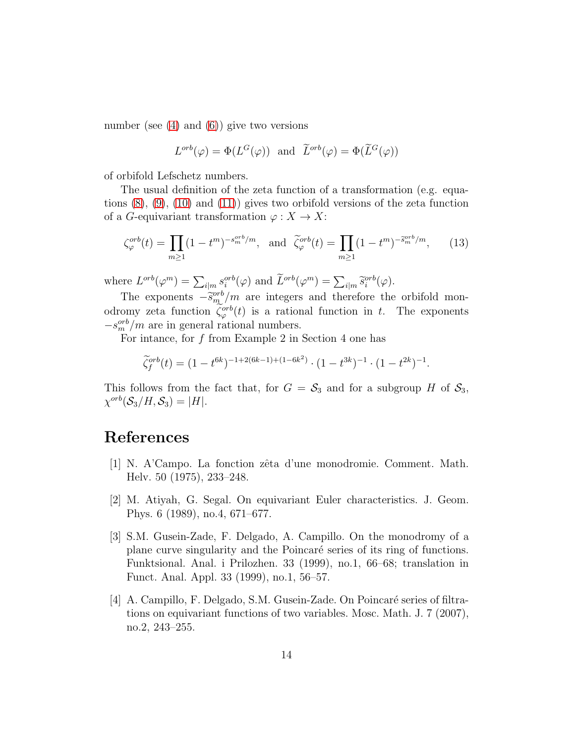number (see (4) and (6)) give two versions

$$L^{orb}(\varphi) = \Phi(L^G(\varphi)) \ \text{ and } \ \widetilde{L}^{orb}(\varphi) = \Phi(\widetilde{L}^G(\varphi))$$

of orbifold Lefschetz numbers.

The usual definition of the zeta function of a transformation (e.g. equations (8), (9), (10) and (11)) gives two orbifold versions of the zeta function of a $G$-equivariant transformation $\varphi : X \to X$:

$$\zeta^{orb}_{\varphi}(t) = \prod_{m \geq 1} (1 - t^m)^{-s^{orb}_m/m}, \ \text{ and } \ \widetilde{\zeta}^{orb}_{\varphi}(t) = \prod_{m \geq 1} (1 - t^m)^{-\widetilde{s}^{orb}_m/m}, \qquad (13)$$

where $L^{orb}(\varphi^m) = \sum_{i|m} s^{orb}_i(\varphi)$ and $\widetilde{L}^{orb}(\varphi^m) = \sum_{i|m} \widetilde{s}^{orb}_i(\varphi)$.

The exponents $-\widetilde{s}^{orb}_m/m$ are integers and therefore the orbifold monodromy zeta function $\widetilde{\zeta}^{orb}_{\varphi}(t)$ is a rational function in $t$. The exponents $-s^{orb}_m/m$ are in general rational numbers.

For intance, for $f$ from Example 2 in Section 4 one has

$$\widetilde{\zeta}^{orb}_f(t) = (1 - t^{6k})^{-1+2(6k-1)+(1-6k^2)} \cdot (1 - t^{3k})^{-1} \cdot (1 - t^{2k})^{-1}.$$

This follows from the fact that, for $G = \mathcal{S}_3$ and for a subgroup $H$ of $\mathcal{S}_3$, $\chi^{orb}(\mathcal{S}_3/H, \mathcal{S}_3) = |H|$.

# References

[1] N. A'Campo. La fonction zêta d'une monodromie. Comment. Math. Helv. 50 (1975), 233–248.

[2] M. Atiyah, G. Segal. On equivariant Euler characteristics. J. Geom. Phys. 6 (1989), no.4, 671–677.

[3] S.M. Gusein-Zade, F. Delgado, A. Campillo. On the monodromy of a plane curve singularity and the Poincaré series of its ring of functions. Funktsional. Anal. i Prilozhen. 33 (1999), no.1, 66–68; translation in Funct. Anal. Appl. 33 (1999), no.1, 56–57.

[4] A. Campillo, F. Delgado, S.M. Gusein-Zade. On Poincaré series of filtrations on equivariant functions of two variables. Mosc. Math. J. 7 (2007), no.2, 243–255.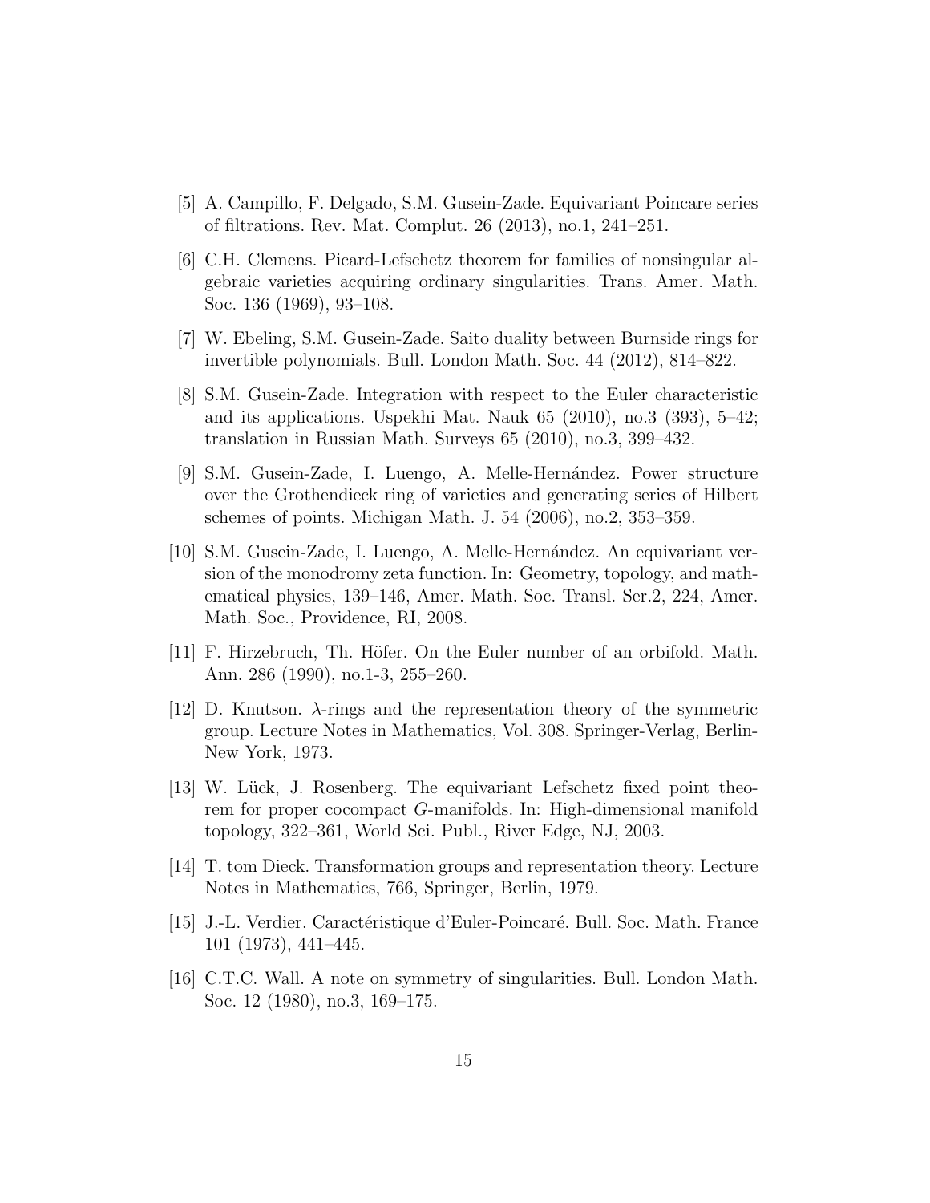[5] A. Campillo, F. Delgado, S.M. Gusein-Zade. Equivariant Poincare series of filtrations. Rev. Mat. Complut. 26 (2013), no.1, 241–251.

[6] C.H. Clemens. Picard-Lefschetz theorem for families of nonsingular algebraic varieties acquiring ordinary singularities. Trans. Amer. Math. Soc. 136 (1969), 93–108.

[7] W. Ebeling, S.M. Gusein-Zade. Saito duality between Burnside rings for invertible polynomials. Bull. London Math. Soc. 44 (2012), 814–822.

[8] S.M. Gusein-Zade. Integration with respect to the Euler characteristic and its applications. Uspekhi Mat. Nauk 65 (2010), no.3 (393), 5–42; translation in Russian Math. Surveys 65 (2010), no.3, 399–432.

[9] S.M. Gusein-Zade, I. Luengo, A. Melle-Hernández. Power structure over the Grothendieck ring of varieties and generating series of Hilbert schemes of points. Michigan Math. J. 54 (2006), no.2, 353–359.

[10] S.M. Gusein-Zade, I. Luengo, A. Melle-Hernández. An equivariant version of the monodromy zeta function. In: Geometry, topology, and mathematical physics, 139–146, Amer. Math. Soc. Transl. Ser.2, 224, Amer. Math. Soc., Providence, RI, 2008.

[11] F. Hirzebruch, Th. Höfer. On the Euler number of an orbifold. Math. Ann. 286 (1990), no.1-3, 255–260.

[12] D. Knutson. $\lambda$-rings and the representation theory of the symmetric group. Lecture Notes in Mathematics, Vol. 308. Springer-Verlag, Berlin-New York, 1973.

[13] W. Lück, J. Rosenberg. The equivariant Lefschetz fixed point theorem for proper cocompact $G$-manifolds. In: High-dimensional manifold topology, 322–361, World Sci. Publ., River Edge, NJ, 2003.

[14] T. tom Dieck. Transformation groups and representation theory. Lecture Notes in Mathematics, 766, Springer, Berlin, 1979.

[15] J.-L. Verdier. Caractéristique d'Euler-Poincaré. Bull. Soc. Math. France 101 (1973), 441–445.

[16] C.T.C. Wall. A note on symmetry of singularities. Bull. London Math. Soc. 12 (1980), no.3, 169–175.